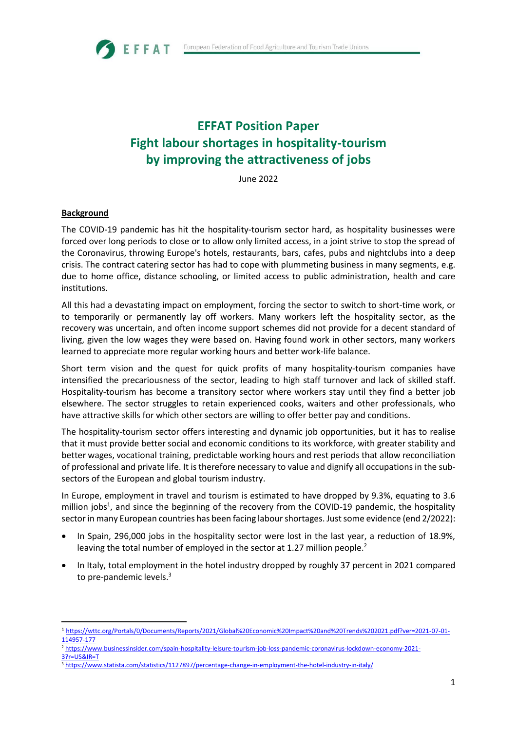# EFFAT Position Paper
# Fight labour shortages in hospitality-tourism by improving the attractiveness of jobs

June 2022

## Background

The COVID-19 pandemic has hit the hospitality-tourism sector hard, as hospitality businesses were forced over long periods to close or to allow only limited access, in a joint strive to stop the spread of the Coronavirus, throwing Europe's hotels, restaurants, bars, cafes, pubs and nightclubs into a deep crisis. The contract catering sector has had to cope with plummeting business in many segments, e.g. due to home office, distance schooling, or limited access to public administration, health and care institutions.

All this had a devastating impact on employment, forcing the sector to switch to short-time work, or to temporarily or permanently lay off workers. Many workers left the hospitality sector, as the recovery was uncertain, and often income support schemes did not provide for a decent standard of living, given the low wages they were based on. Having found work in other sectors, many workers learned to appreciate more regular working hours and better work-life balance.

Short term vision and the quest for quick profits of many hospitality-tourism companies have intensified the precariousness of the sector, leading to high staff turnover and lack of skilled staff. Hospitality-tourism has become a transitory sector where workers stay until they find a better job elsewhere. The sector struggles to retain experienced cooks, waiters and other professionals, who have attractive skills for which other sectors are willing to offer better pay and conditions.

The hospitality-tourism sector offers interesting and dynamic job opportunities, but it has to realise that it must provide better social and economic conditions to its workforce, with greater stability and better wages, vocational training, predictable working hours and rest periods that allow reconciliation of professional and private life. It is therefore necessary to value and dignify all occupations in the sub-sectors of the European and global tourism industry.

In Europe, employment in travel and tourism is estimated to have dropped by 9.3%, equating to 3.6 million jobs[1], and since the beginning of the recovery from the COVID-19 pandemic, the hospitality sector in many European countries has been facing labour shortages. Just some evidence (end 2/2022):

- In Spain, 296,000 jobs in the hospitality sector were lost in the last year, a reduction of 18.9%, leaving the total number of employed in the sector at 1.27 million people.[2]
- In Italy, total employment in the hotel industry dropped by roughly 37 percent in 2021 compared to pre-pandemic levels.[3]

---

[1] https://wttc.org/Portals/0/Documents/Reports/2021/Global%20Economic%20Impact%20and%20Trends%202021.pdf?ver=2021-07-01-114957-177

[2] https://www.businessinsider.com/spain-hospitality-leisure-tourism-job-loss-pandemic-coronavirus-lockdown-economy-2021-3?r=US&IR=T

[3] https://www.statista.com/statistics/1127897/percentage-change-in-employment-the-hotel-industry-in-italy/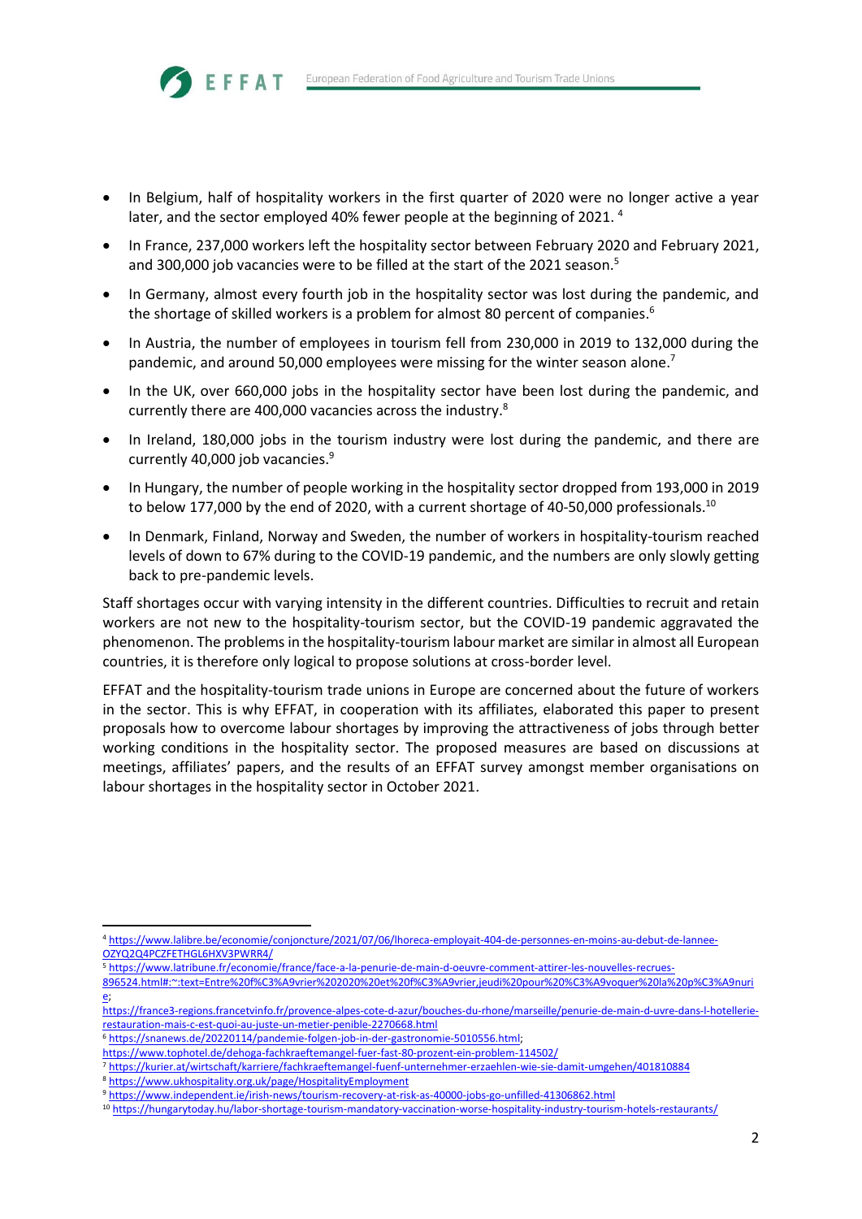- In Belgium, half of hospitality workers in the first quarter of 2020 were no longer active a year later, and the sector employed 40% fewer people at the beginning of 2021. [4]
- In France, 237,000 workers left the hospitality sector between February 2020 and February 2021, and 300,000 job vacancies were to be filled at the start of the 2021 season.[5]
- In Germany, almost every fourth job in the hospitality sector was lost during the pandemic, and the shortage of skilled workers is a problem for almost 80 percent of companies.[6]
- In Austria, the number of employees in tourism fell from 230,000 in 2019 to 132,000 during the pandemic, and around 50,000 employees were missing for the winter season alone.[7]
- In the UK, over 660,000 jobs in the hospitality sector have been lost during the pandemic, and currently there are 400,000 vacancies across the industry.[8]
- In Ireland, 180,000 jobs in the tourism industry were lost during the pandemic, and there are currently 40,000 job vacancies.[9]
- In Hungary, the number of people working in the hospitality sector dropped from 193,000 in 2019 to below 177,000 by the end of 2020, with a current shortage of 40-50,000 professionals.[10]
- In Denmark, Finland, Norway and Sweden, the number of workers in hospitality-tourism reached levels of down to 67% during to the COVID-19 pandemic, and the numbers are only slowly getting back to pre-pandemic levels.

Staff shortages occur with varying intensity in the different countries. Difficulties to recruit and retain workers are not new to the hospitality-tourism sector, but the COVID-19 pandemic aggravated the phenomenon. The problems in the hospitality-tourism labour market are similar in almost all European countries, it is therefore only logical to propose solutions at cross-border level.

EFFAT and the hospitality-tourism trade unions in Europe are concerned about the future of workers in the sector. This is why EFFAT, in cooperation with its affiliates, elaborated this paper to present proposals how to overcome labour shortages by improving the attractiveness of jobs through better working conditions in the hospitality sector. The proposed measures are based on discussions at meetings, affiliates' papers, and the results of an EFFAT survey amongst member organisations on labour shortages in the hospitality sector in October 2021.

---

[4] https://www.lalibre.be/economie/conjoncture/2021/07/06/lhoreca-employait-404-de-personnes-en-moins-au-debut-de-lannee-OZYQ2Q4PCZFETHGL6HXV3PWRR4/

[5] https://www.latribune.fr/economie/france/face-a-la-penurie-de-main-d-oeuvre-comment-attirer-les-nouvelles-recrues-896524.html#:~:text=Entre%20f%C3%A9vrier%202020%20et%20f%C3%A9vrier,jeudi%20pour%20%C3%A9voquer%20la%20p%C3%A9nurie; https://france3-regions.francetvinfo.fr/provence-alpes-cote-d-azur/bouches-du-rhone/marseille/penurie-de-main-d-uvre-dans-l-hotellerie-restauration-mais-c-est-quoi-au-juste-un-metier-penible-2270668.html

[6] https://snanews.de/20220114/pandemie-folgen-job-in-der-gastronomie-5010556.html; https://www.tophotel.de/dehoga-fachkraeftemangel-fuer-fast-80-prozent-ein-problem-114502/

[7] https://kurier.at/wirtschaft/karriere/fachkraeftemangel-fuenf-unternehmer-erzaehlen-wie-sie-damit-umgehen/401810884

[8] https://www.ukhospitality.org.uk/page/HospitalityEmployment

[9] https://www.independent.ie/irish-news/tourism-recovery-at-risk-as-40000-jobs-go-unfilled-41306862.html

[10] https://hungarytoday.hu/labor-shortage-tourism-mandatory-vaccination-worse-hospitality-industry-tourism-hotels-restaurants/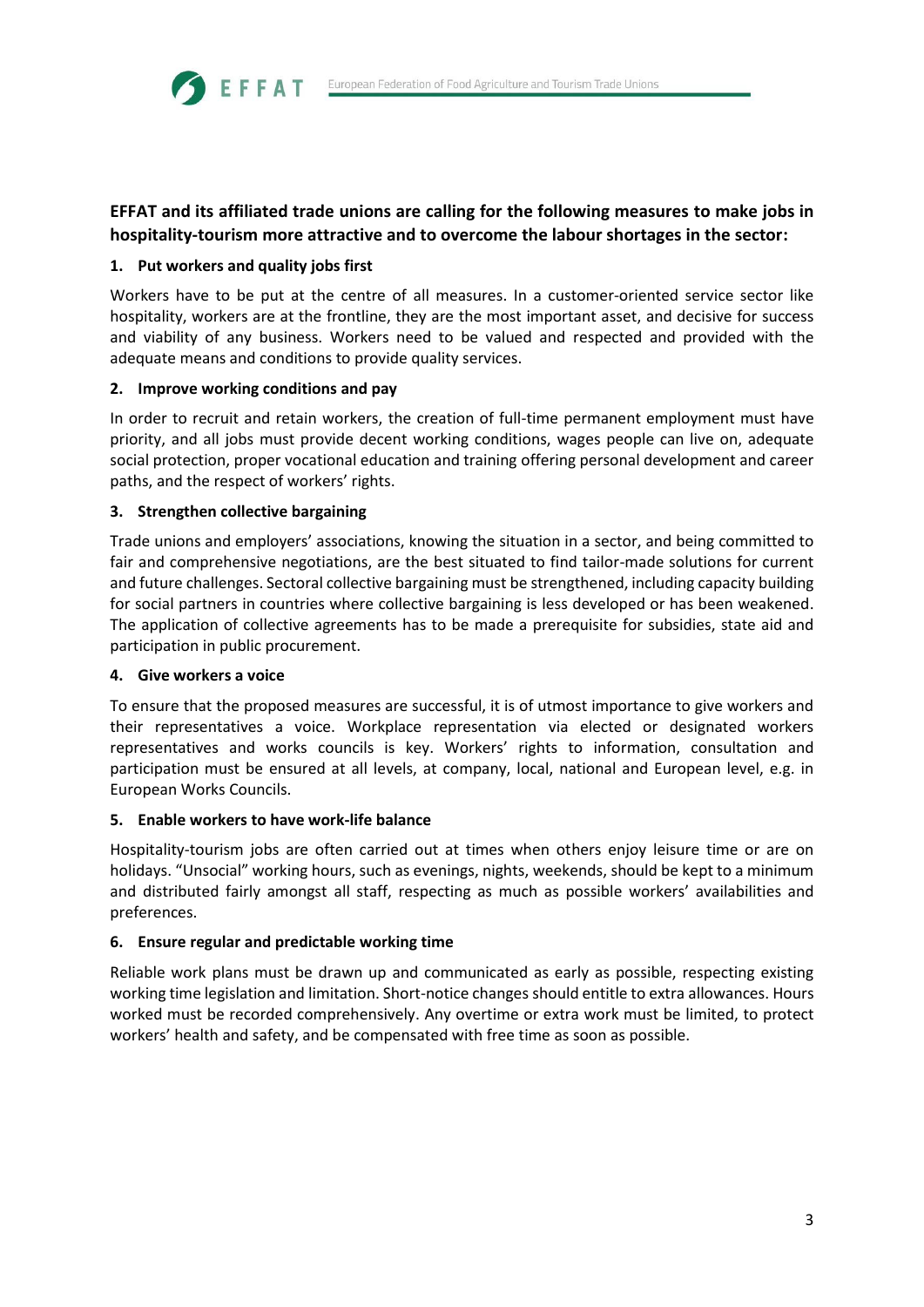**EFFAT and its affiliated trade unions are calling for the following measures to make jobs in hospitality-tourism more attractive and to overcome the labour shortages in the sector:**

### 1. Put workers and quality jobs first

Workers have to be put at the centre of all measures. In a customer-oriented service sector like hospitality, workers are at the frontline, they are the most important asset, and decisive for success and viability of any business. Workers need to be valued and respected and provided with the adequate means and conditions to provide quality services.

### 2. Improve working conditions and pay

In order to recruit and retain workers, the creation of full-time permanent employment must have priority, and all jobs must provide decent working conditions, wages people can live on, adequate social protection, proper vocational education and training offering personal development and career paths, and the respect of workers' rights.

### 3. Strengthen collective bargaining

Trade unions and employers' associations, knowing the situation in a sector, and being committed to fair and comprehensive negotiations, are the best situated to find tailor-made solutions for current and future challenges. Sectoral collective bargaining must be strengthened, including capacity building for social partners in countries where collective bargaining is less developed or has been weakened. The application of collective agreements has to be made a prerequisite for subsidies, state aid and participation in public procurement.

### 4. Give workers a voice

To ensure that the proposed measures are successful, it is of utmost importance to give workers and their representatives a voice. Workplace representation via elected or designated workers representatives and works councils is key. Workers' rights to information, consultation and participation must be ensured at all levels, at company, local, national and European level, e.g. in European Works Councils.

### 5. Enable workers to have work-life balance

Hospitality-tourism jobs are often carried out at times when others enjoy leisure time or are on holidays. "Unsocial" working hours, such as evenings, nights, weekends, should be kept to a minimum and distributed fairly amongst all staff, respecting as much as possible workers' availabilities and preferences.

### 6. Ensure regular and predictable working time

Reliable work plans must be drawn up and communicated as early as possible, respecting existing working time legislation and limitation. Short-notice changes should entitle to extra allowances. Hours worked must be recorded comprehensively. Any overtime or extra work must be limited, to protect workers' health and safety, and be compensated with free time as soon as possible.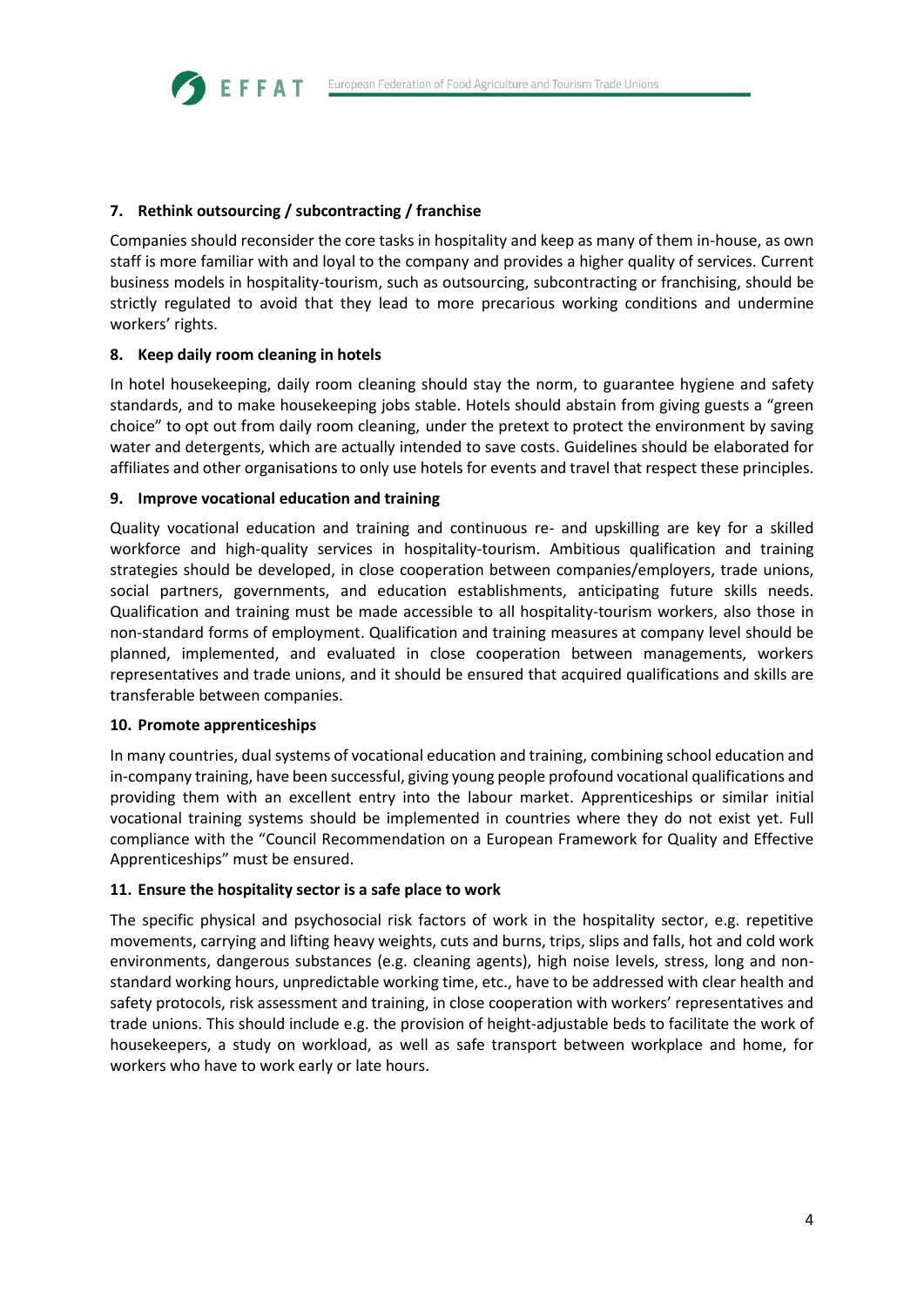### 7. Rethink outsourcing / subcontracting / franchise

Companies should reconsider the core tasks in hospitality and keep as many of them in-house, as own staff is more familiar with and loyal to the company and provides a higher quality of services. Current business models in hospitality-tourism, such as outsourcing, subcontracting or franchising, should be strictly regulated to avoid that they lead to more precarious working conditions and undermine workers' rights.

### 8. Keep daily room cleaning in hotels

In hotel housekeeping, daily room cleaning should stay the norm, to guarantee hygiene and safety standards, and to make housekeeping jobs stable. Hotels should abstain from giving guests a "green choice" to opt out from daily room cleaning, under the pretext to protect the environment by saving water and detergents, which are actually intended to save costs. Guidelines should be elaborated for affiliates and other organisations to only use hotels for events and travel that respect these principles.

### 9. Improve vocational education and training

Quality vocational education and training and continuous re- and upskilling are key for a skilled workforce and high-quality services in hospitality-tourism. Ambitious qualification and training strategies should be developed, in close cooperation between companies/employers, trade unions, social partners, governments, and education establishments, anticipating future skills needs. Qualification and training must be made accessible to all hospitality-tourism workers, also those in non-standard forms of employment. Qualification and training measures at company level should be planned, implemented, and evaluated in close cooperation between managements, workers representatives and trade unions, and it should be ensured that acquired qualifications and skills are transferable between companies.

### 10. Promote apprenticeships

In many countries, dual systems of vocational education and training, combining school education and in-company training, have been successful, giving young people profound vocational qualifications and providing them with an excellent entry into the labour market. Apprenticeships or similar initial vocational training systems should be implemented in countries where they do not exist yet. Full compliance with the "Council Recommendation on a European Framework for Quality and Effective Apprenticeships" must be ensured.

### 11. Ensure the hospitality sector is a safe place to work

The specific physical and psychosocial risk factors of work in the hospitality sector, e.g. repetitive movements, carrying and lifting heavy weights, cuts and burns, trips, slips and falls, hot and cold work environments, dangerous substances (e.g. cleaning agents), high noise levels, stress, long and non-standard working hours, unpredictable working time, etc., have to be addressed with clear health and safety protocols, risk assessment and training, in close cooperation with workers' representatives and trade unions. This should include e.g. the provision of height-adjustable beds to facilitate the work of housekeepers, a study on workload, as well as safe transport between workplace and home, for workers who have to work early or late hours.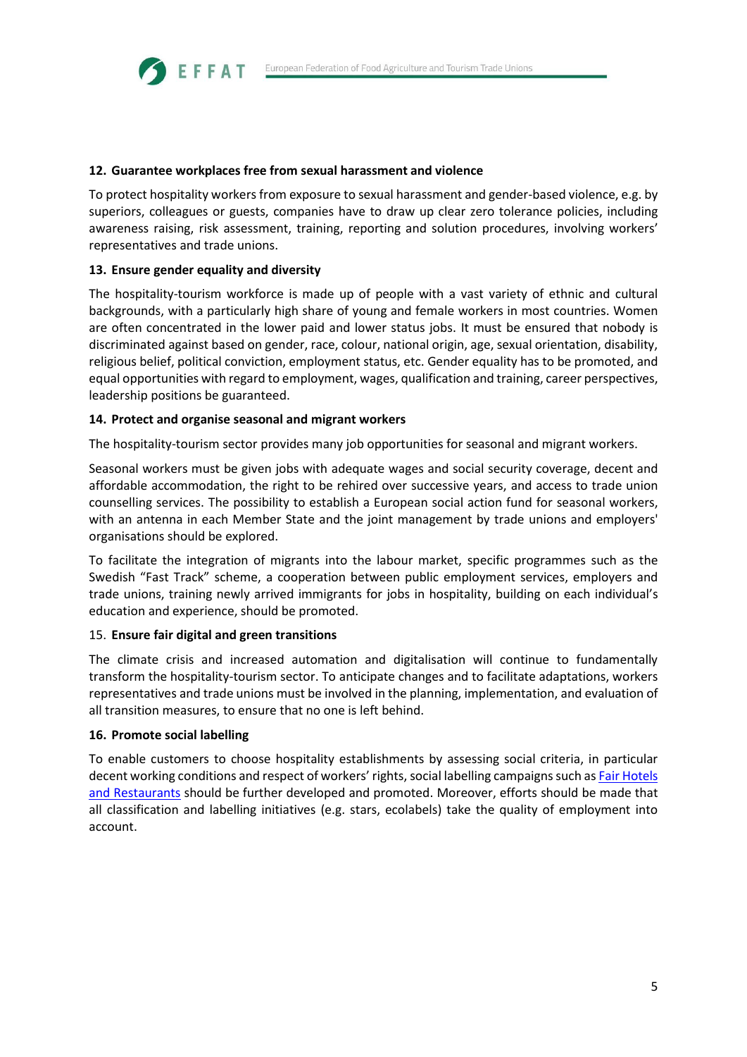### 12. Guarantee workplaces free from sexual harassment and violence

To protect hospitality workers from exposure to sexual harassment and gender-based violence, e.g. by superiors, colleagues or guests, companies have to draw up clear zero tolerance policies, including awareness raising, risk assessment, training, reporting and solution procedures, involving workers' representatives and trade unions.

### 13. Ensure gender equality and diversity

The hospitality-tourism workforce is made up of people with a vast variety of ethnic and cultural backgrounds, with a particularly high share of young and female workers in most countries. Women are often concentrated in the lower paid and lower status jobs. It must be ensured that nobody is discriminated against based on gender, race, colour, national origin, age, sexual orientation, disability, religious belief, political conviction, employment status, etc. Gender equality has to be promoted, and equal opportunities with regard to employment, wages, qualification and training, career perspectives, leadership positions be guaranteed.

### 14. Protect and organise seasonal and migrant workers

The hospitality-tourism sector provides many job opportunities for seasonal and migrant workers.

Seasonal workers must be given jobs with adequate wages and social security coverage, decent and affordable accommodation, the right to be rehired over successive years, and access to trade union counselling services. The possibility to establish a European social action fund for seasonal workers, with an antenna in each Member State and the joint management by trade unions and employers' organisations should be explored.

To facilitate the integration of migrants into the labour market, specific programmes such as the Swedish "Fast Track" scheme, a cooperation between public employment services, employers and trade unions, training newly arrived immigrants for jobs in hospitality, building on each individual's education and experience, should be promoted.

### 15. Ensure fair digital and green transitions

The climate crisis and increased automation and digitalisation will continue to fundamentally transform the hospitality-tourism sector. To anticipate changes and to facilitate adaptations, workers representatives and trade unions must be involved in the planning, implementation, and evaluation of all transition measures, to ensure that no one is left behind.

### 16. Promote social labelling

To enable customers to choose hospitality establishments by assessing social criteria, in particular decent working conditions and respect of workers' rights, social labelling campaigns such as Fair Hotels and Restaurants should be further developed and promoted. Moreover, efforts should be made that all classification and labelling initiatives (e.g. stars, ecolabels) take the quality of employment into account.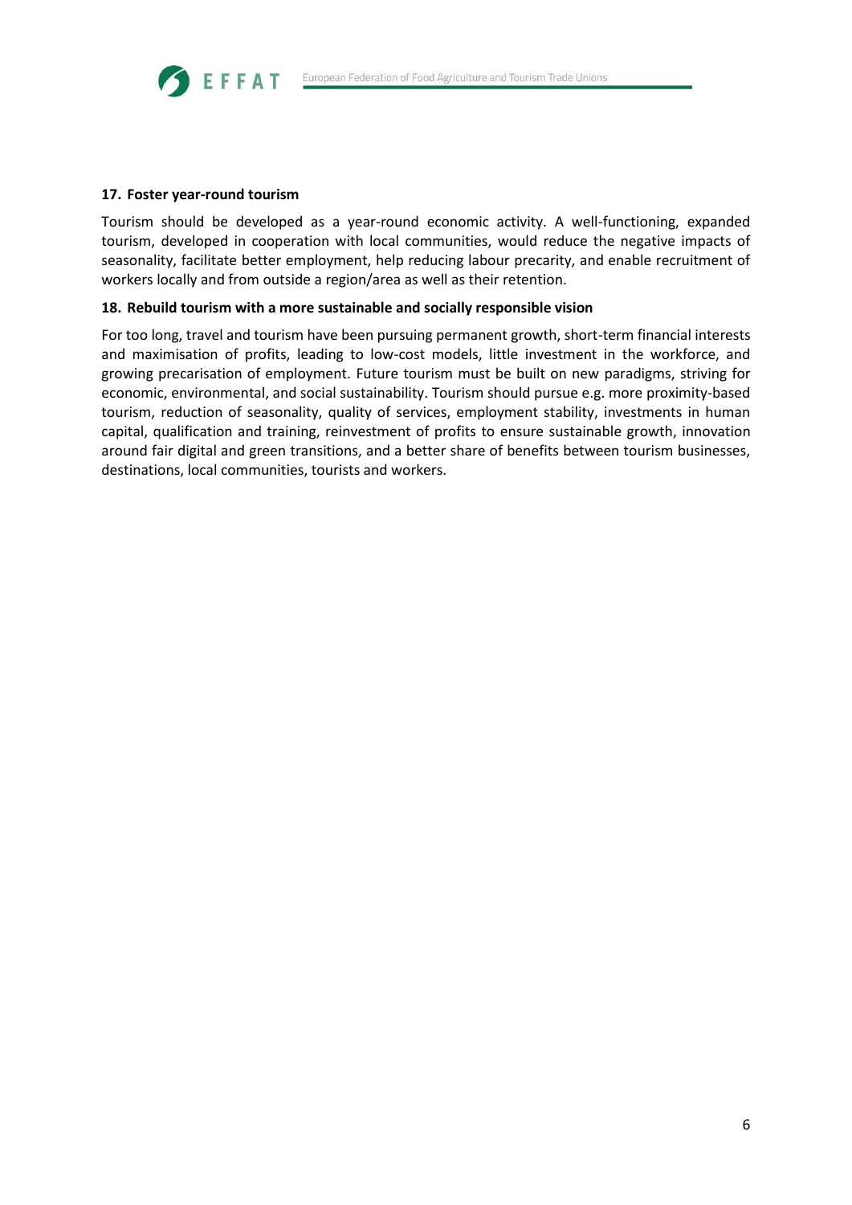**17. Foster year-round tourism**

Tourism should be developed as a year-round economic activity. A well-functioning, expanded tourism, developed in cooperation with local communities, would reduce the negative impacts of seasonality, facilitate better employment, help reducing labour precarity, and enable recruitment of workers locally and from outside a region/area as well as their retention.

**18. Rebuild tourism with a more sustainable and socially responsible vision**

For too long, travel and tourism have been pursuing permanent growth, short-term financial interests and maximisation of profits, leading to low-cost models, little investment in the workforce, and growing precarisation of employment. Future tourism must be built on new paradigms, striving for economic, environmental, and social sustainability. Tourism should pursue e.g. more proximity-based tourism, reduction of seasonality, quality of services, employment stability, investments in human capital, qualification and training, reinvestment of profits to ensure sustainable growth, innovation around fair digital and green transitions, and a better share of benefits between tourism businesses, destinations, local communities, tourists and workers.